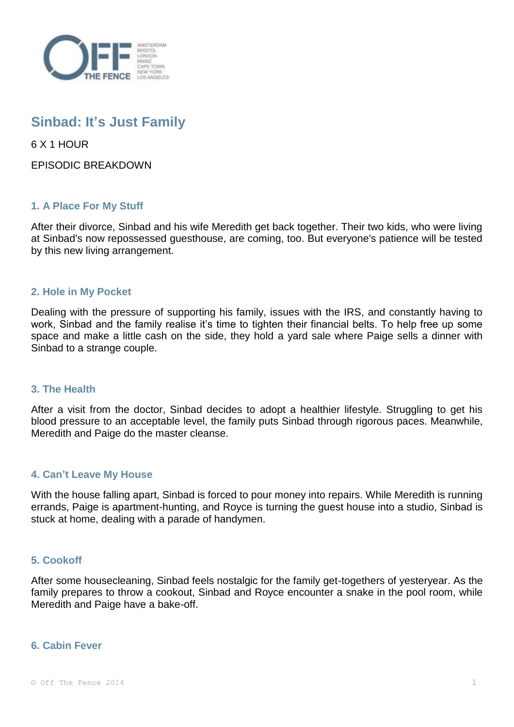# Sinbad: It's Just Family

6 X 1 HOUR

EPISODIC BREAKDOWN

### 1. A Place For My Stuff

After their divorce, Sinbad and his wife Meredith get back together. Their two kids, who were living at Sinbad's now repossessed guesthouse, are coming, too. But everyone's patience will be tested by this new living arrangement.

### 2. Hole in My Pocket

Dealing with the pressure of supporting his family, issues with the IRS, and constantly having to work, Sinbad and the family realise it's time to tighten their financial belts. To help free up some space and make a little cash on the side, they hold a yard sale where Paige sells a dinner with Sinbad to a strange couple.

### 3. The Health

After a visit from the doctor, Sinbad decides to adopt a healthier lifestyle. Struggling to get his blood pressure to an acceptable level, the family puts Sinbad through rigorous paces. Meanwhile, Meredith and Paige do the master cleanse.

### 4. Can't Leave My House

With the house falling apart, Sinbad is forced to pour money into repairs. While Meredith is running errands, Paige is apartment-hunting, and Royce is turning the guest house into a studio, Sinbad is stuck at home, dealing with a parade of handymen.

### 5. Cookoff

After some housecleaning, Sinbad feels nostalgic for the family get-togethers of yesteryear. As the family prepares to throw a cookout, Sinbad and Royce encounter a snake in the pool room, while Meredith and Paige have a bake-off.

### 6. Cabin Fever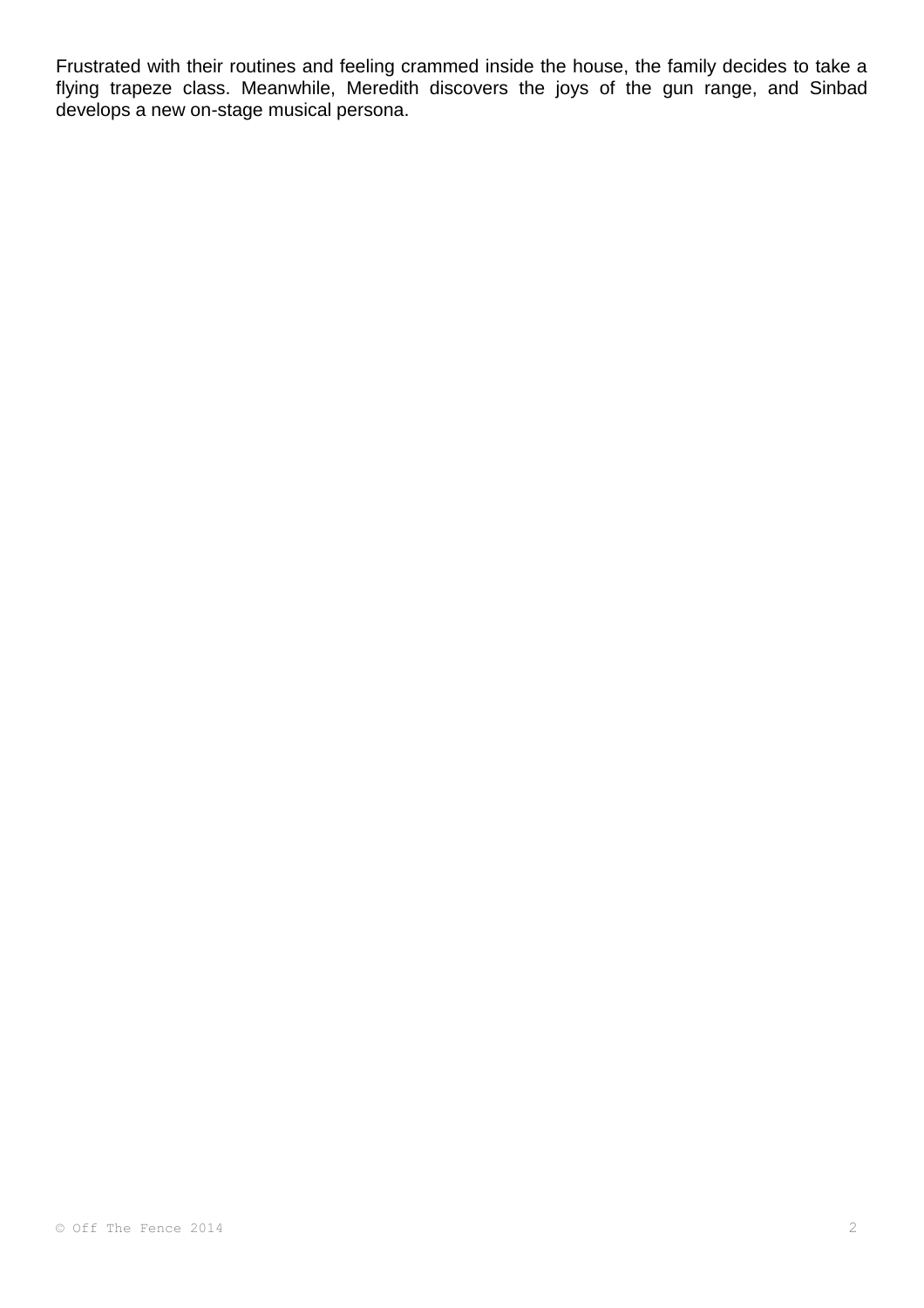Frustrated with their routines and feeling crammed inside the house, the family decides to take a flying trapeze class. Meanwhile, Meredith discovers the joys of the gun range, and Sinbad develops a new on-stage musical persona.